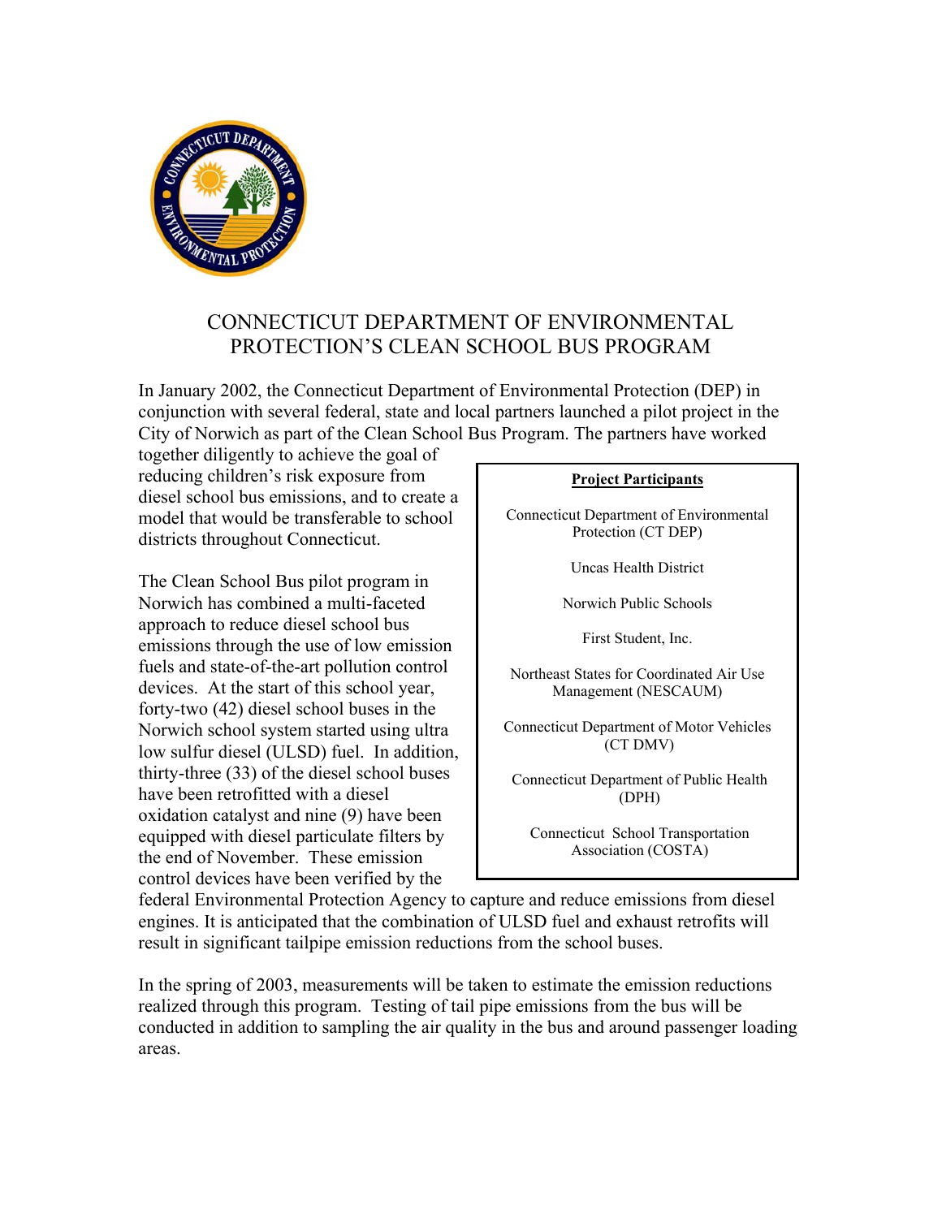# CONNECTICUT DEPARTMENT OF ENVIRONMENTAL PROTECTION'S CLEAN SCHOOL BUS PROGRAM

In January 2002, the Connecticut Department of Environmental Protection (DEP) in conjunction with several federal, state and local partners launched a pilot project in the City of Norwich as part of the Clean School Bus Program. The partners have worked together diligently to achieve the goal of reducing children's risk exposure from diesel school bus emissions, and to create a model that would be transferable to school districts throughout Connecticut.

The Clean School Bus pilot program in Norwich has combined a multi-faceted approach to reduce diesel school bus emissions through the use of low emission fuels and state-of-the-art pollution control devices. At the start of this school year, forty-two (42) diesel school buses in the Norwich school system started using ultra low sulfur diesel (ULSD) fuel. In addition, thirty-three (33) of the diesel school buses have been retrofitted with a diesel oxidation catalyst and nine (9) have been equipped with diesel particulate filters by the end of November. These emission control devices have been verified by the federal Environmental Protection Agency to capture and reduce emissions from diesel engines. It is anticipated that the combination of ULSD fuel and exhaust retrofits will result in significant tailpipe emission reductions from the school buses.

**Project Participants**

Connecticut Department of Environmental Protection (CT DEP)

Uncas Health District

Norwich Public Schools

First Student, Inc.

Northeast States for Coordinated Air Use Management (NESCAUM)

Connecticut Department of Motor Vehicles (CT DMV)

Connecticut Department of Public Health (DPH)

Connecticut School Transportation Association (COSTA)

In the spring of 2003, measurements will be taken to estimate the emission reductions realized through this program. Testing of tail pipe emissions from the bus will be conducted in addition to sampling the air quality in the bus and around passenger loading areas.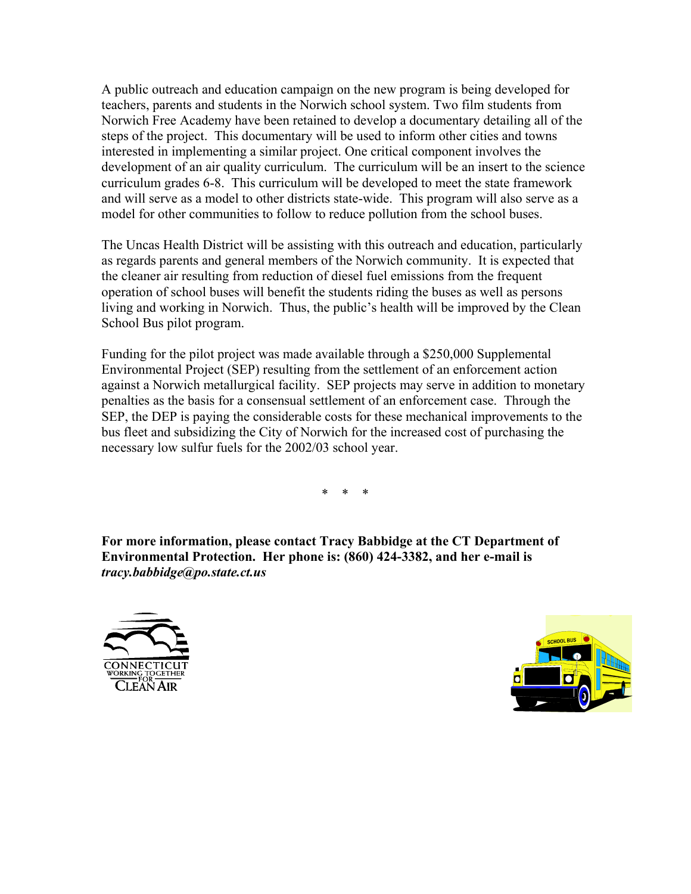A public outreach and education campaign on the new program is being developed for teachers, parents and students in the Norwich school system. Two film students from Norwich Free Academy have been retained to develop a documentary detailing all of the steps of the project. This documentary will be used to inform other cities and towns interested in implementing a similar project. One critical component involves the development of an air quality curriculum. The curriculum will be an insert to the science curriculum grades 6-8. This curriculum will be developed to meet the state framework and will serve as a model to other districts state-wide. This program will also serve as a model for other communities to follow to reduce pollution from the school buses.

The Uncas Health District will be assisting with this outreach and education, particularly as regards parents and general members of the Norwich community. It is expected that the cleaner air resulting from reduction of diesel fuel emissions from the frequent operation of school buses will benefit the students riding the buses as well as persons living and working in Norwich. Thus, the public's health will be improved by the Clean School Bus pilot program.

Funding for the pilot project was made available through a $250,000 Supplemental Environmental Project (SEP) resulting from the settlement of an enforcement action against a Norwich metallurgical facility. SEP projects may serve in addition to monetary penalties as the basis for a consensual settlement of an enforcement case. Through the SEP, the DEP is paying the considerable costs for these mechanical improvements to the bus fleet and subsidizing the City of Norwich for the increased cost of purchasing the necessary low sulfur fuels for the 2002/03 school year.

\* \* \*

**For more information, please contact Tracy Babbidge at the CT Department of Environmental Protection. Her phone is: (860) 424-3382, and her e-mail is *tracy.babbidge@po.state.ct.us***

CONNECTICUT WORKING TOGETHER FOR CLEAN AIR